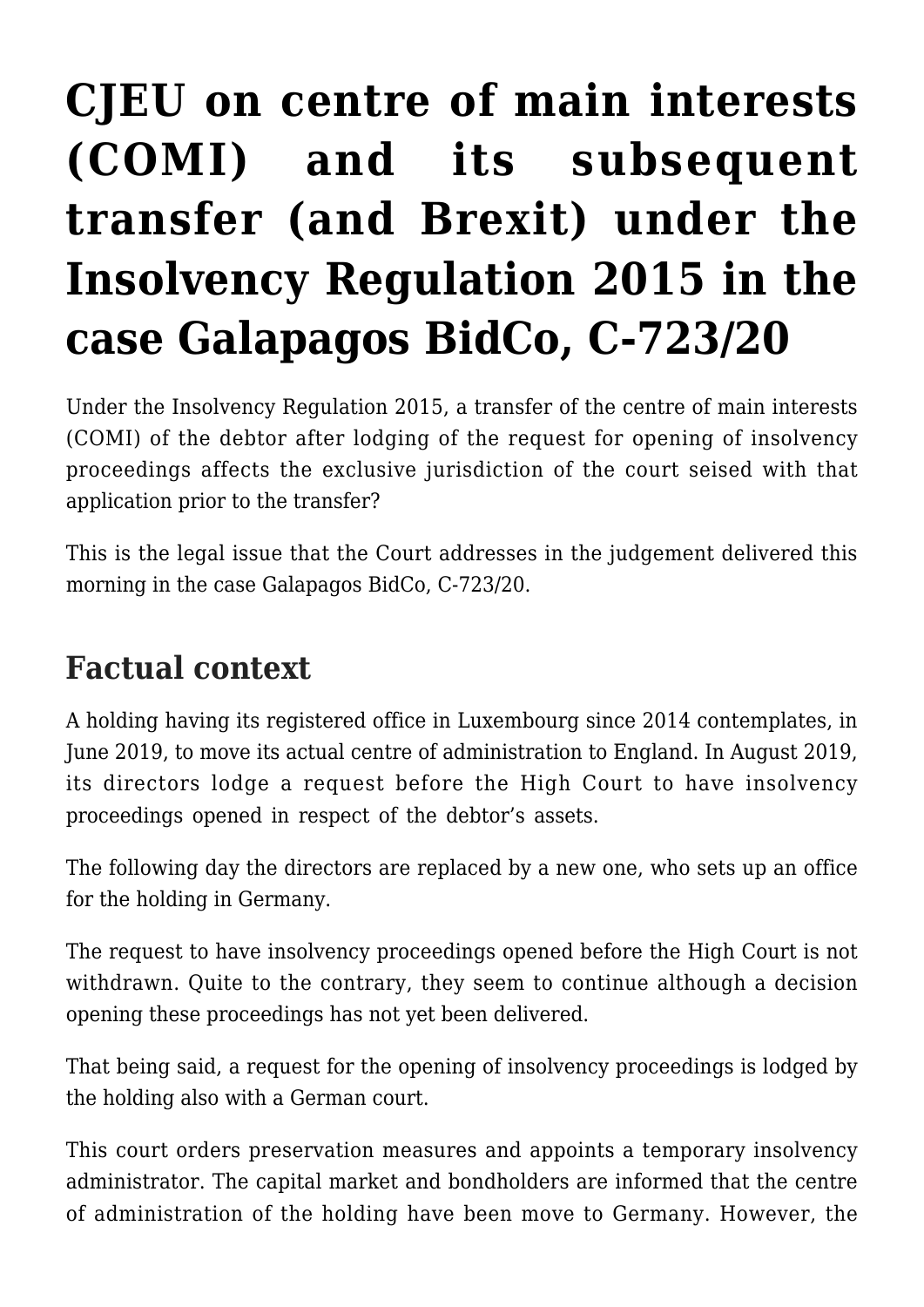# CJEU on centre of main interests (COMI) and its subsequent transfer (and Brexit) under the Insolvency Regulation 2015 in the case Galapagos BidCo, C-723/20

Under the Insolvency Regulation 2015, a transfer of the centre of main interests (COMI) of the debtor after lodging of the request for opening of insolvency proceedings affects the exclusive jurisdiction of the court seised with that application prior to the transfer?

This is the legal issue that the Court addresses in the judgement delivered this morning in the case Galapagos BidCo, C-723/20.

## Factual context

A holding having its registered office in Luxembourg since 2014 contemplates, in June 2019, to move its actual centre of administration to England. In August 2019, its directors lodge a request before the High Court to have insolvency proceedings opened in respect of the debtor's assets.

The following day the directors are replaced by a new one, who sets up an office for the holding in Germany.

The request to have insolvency proceedings opened before the High Court is not withdrawn. Quite to the contrary, they seem to continue although a decision opening these proceedings has not yet been delivered.

That being said, a request for the opening of insolvency proceedings is lodged by the holding also with a German court.

This court orders preservation measures and appoints a temporary insolvency administrator. The capital market and bondholders are informed that the centre of administration of the holding have been move to Germany. However, the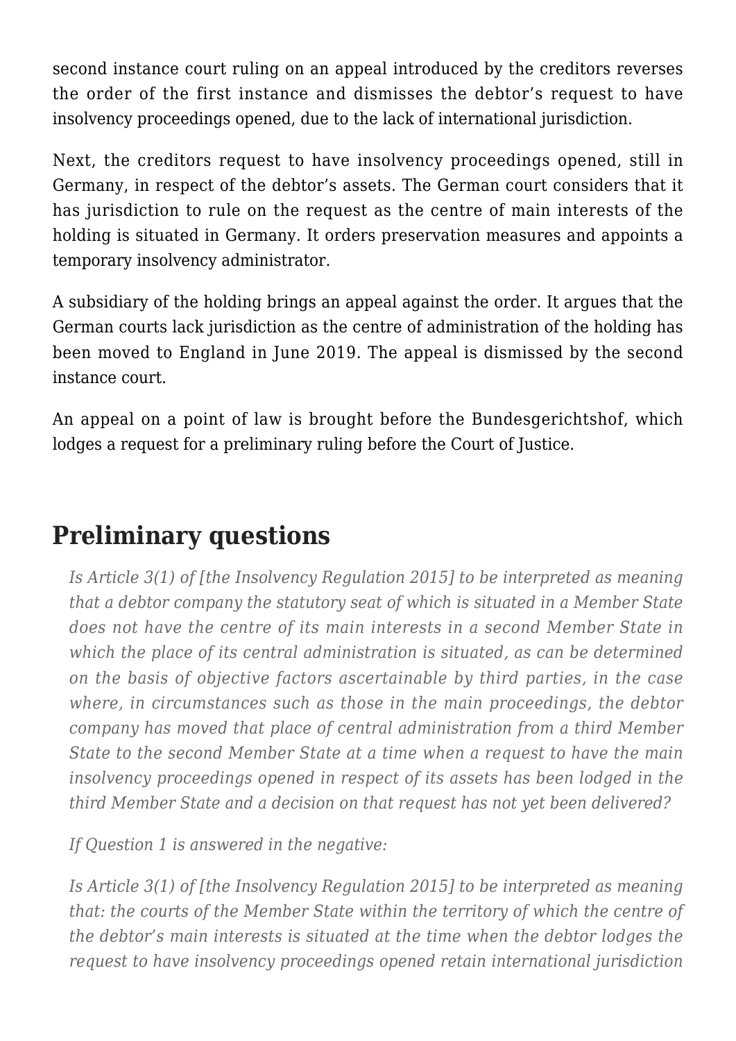second instance court ruling on an appeal introduced by the creditors reverses the order of the first instance and dismisses the debtor's request to have insolvency proceedings opened, due to the lack of international jurisdiction.

Next, the creditors request to have insolvency proceedings opened, still in Germany, in respect of the debtor's assets. The German court considers that it has jurisdiction to rule on the request as the centre of main interests of the holding is situated in Germany. It orders preservation measures and appoints a temporary insolvency administrator.

A subsidiary of the holding brings an appeal against the order. It argues that the German courts lack jurisdiction as the centre of administration of the holding has been moved to England in June 2019. The appeal is dismissed by the second instance court.

An appeal on a point of law is brought before the Bundesgerichtshof, which lodges a request for a preliminary ruling before the Court of Justice.

## Preliminary questions

> *Is Article 3(1) of [the Insolvency Regulation 2015] to be interpreted as meaning that a debtor company the statutory seat of which is situated in a Member State does not have the centre of its main interests in a second Member State in which the place of its central administration is situated, as can be determined on the basis of objective factors ascertainable by third parties, in the case where, in circumstances such as those in the main proceedings, the debtor company has moved that place of central administration from a third Member State to the second Member State at a time when a request to have the main insolvency proceedings opened in respect of its assets has been lodged in the third Member State and a decision on that request has not yet been delivered?*
>
> *If Question 1 is answered in the negative:*
>
> *Is Article 3(1) of [the Insolvency Regulation 2015] to be interpreted as meaning that: the courts of the Member State within the territory of which the centre of the debtor's main interests is situated at the time when the debtor lodges the request to have insolvency proceedings opened retain international jurisdiction*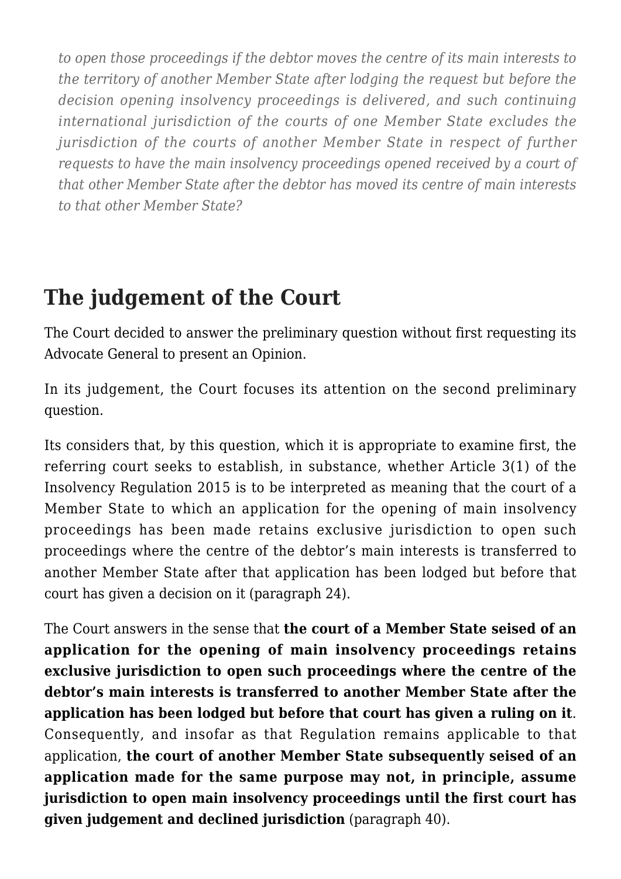*to open those proceedings if the debtor moves the centre of its main interests to the territory of another Member State after lodging the request but before the decision opening insolvency proceedings is delivered, and such continuing international jurisdiction of the courts of one Member State excludes the jurisdiction of the courts of another Member State in respect of further requests to have the main insolvency proceedings opened received by a court of that other Member State after the debtor has moved its centre of main interests to that other Member State?*

## The judgement of the Court

The Court decided to answer the preliminary question without first requesting its Advocate General to present an Opinion.

In its judgement, the Court focuses its attention on the second preliminary question.

Its considers that, by this question, which it is appropriate to examine first, the referring court seeks to establish, in substance, whether Article 3(1) of the Insolvency Regulation 2015 is to be interpreted as meaning that the court of a Member State to which an application for the opening of main insolvency proceedings has been made retains exclusive jurisdiction to open such proceedings where the centre of the debtor's main interests is transferred to another Member State after that application has been lodged but before that court has given a decision on it (paragraph 24).

The Court answers in the sense that **the court of a Member State seised of an application for the opening of main insolvency proceedings retains exclusive jurisdiction to open such proceedings where the centre of the debtor's main interests is transferred to another Member State after the application has been lodged but before that court has given a ruling on it**. Consequently, and insofar as that Regulation remains applicable to that application, **the court of another Member State subsequently seised of an application made for the same purpose may not, in principle, assume jurisdiction to open main insolvency proceedings until the first court has given judgement and declined jurisdiction** (paragraph 40).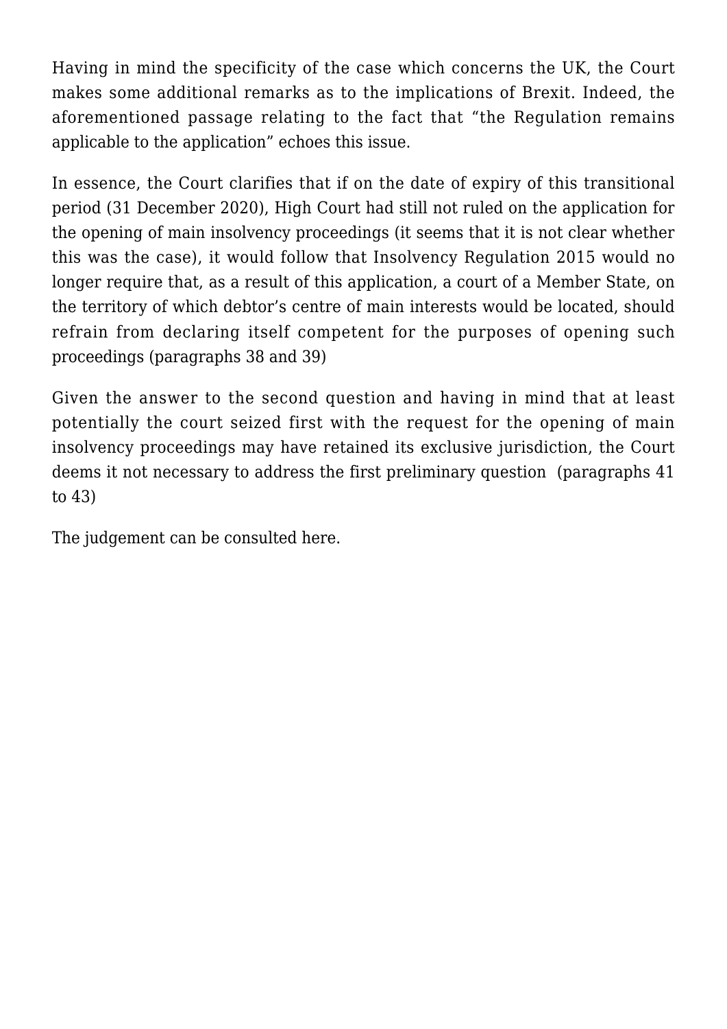Having in mind the specificity of the case which concerns the UK, the Court makes some additional remarks as to the implications of Brexit. Indeed, the aforementioned passage relating to the fact that "the Regulation remains applicable to the application" echoes this issue.

In essence, the Court clarifies that if on the date of expiry of this transitional period (31 December 2020), High Court had still not ruled on the application for the opening of main insolvency proceedings (it seems that it is not clear whether this was the case), it would follow that Insolvency Regulation 2015 would no longer require that, as a result of this application, a court of a Member State, on the territory of which debtor's centre of main interests would be located, should refrain from declaring itself competent for the purposes of opening such proceedings (paragraphs 38 and 39)

Given the answer to the second question and having in mind that at least potentially the court seized first with the request for the opening of main insolvency proceedings may have retained its exclusive jurisdiction, the Court deems it not necessary to address the first preliminary question (paragraphs 41 to 43)

The judgement can be consulted here.